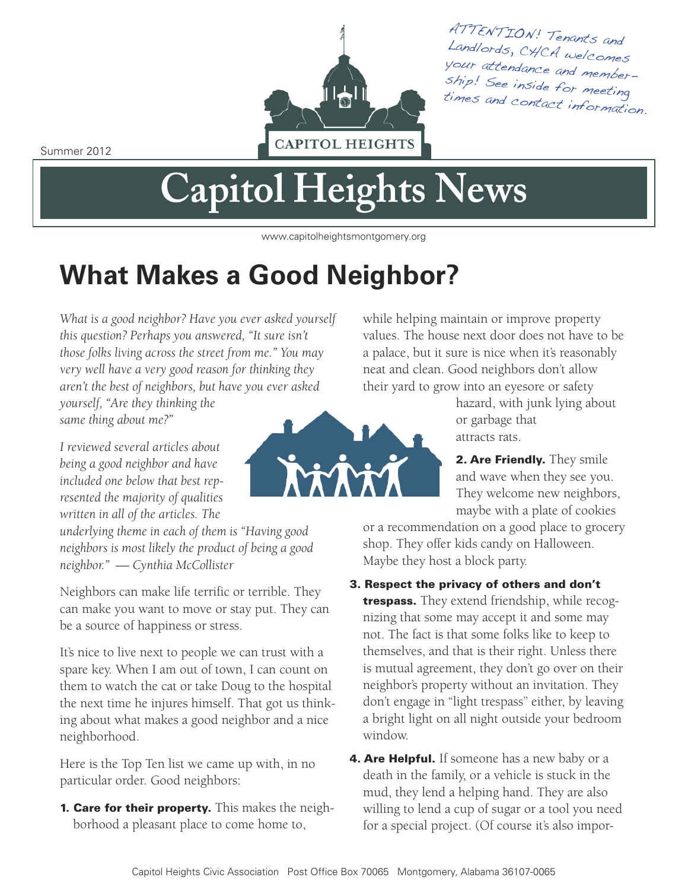ATTENTION! Tenants and Landlords, CHCA welcomes your attendance and membership! See inside for meeting times and contact information.

Summer 2012

CAPITOL HEIGHTS

# Capitol Heights News

www.capitolheightsmontgomery.org

## What Makes a Good Neighbor?

*What is a good neighbor? Have you ever asked yourself this question? Perhaps you answered, "It sure isn't those folks living across the street from me." You may very well have a very good reason for thinking they aren't the best of neighbors, but have you ever asked yourself, "Are they thinking the same thing about me?"*

*I reviewed several articles about being a good neighbor and have included one below that best represented the majority of qualities written in all of the articles. The underlying theme in each of them is "Having good neighbors is most likely the product of being a good neighbor." — Cynthia McCollister*

Neighbors can make life terrific or terrible. They can make you want to move or stay put. They can be a source of happiness or stress.

It's nice to live next to people we can trust with a spare key. When I am out of town, I can count on them to watch the cat or take Doug to the hospital the next time he injures himself. That got us thinking about what makes a good neighbor and a nice neighborhood.

Here is the Top Ten list we came up with, in no particular order. Good neighbors:

1. **Care for their property.** This makes the neighborhood a pleasant place to come home to, while helping maintain or improve property values. The house next door does not have to be a palace, but it sure is nice when it's reasonably neat and clean. Good neighbors don't allow their yard to grow into an eyesore or safety hazard, with junk lying about or garbage that attracts rats.
2. **Are Friendly.** They smile and wave when they see you. They welcome new neighbors, maybe with a plate of cookies or a recommendation on a good place to grocery shop. They offer kids candy on Halloween. Maybe they host a block party.
3. **Respect the privacy of others and don't trespass.** They extend friendship, while recognizing that some may accept it and some may not. The fact is that some folks like to keep to themselves, and that is their right. Unless there is mutual agreement, they don't go over on their neighbor's property without an invitation. They don't engage in "light trespass" either, by leaving a bright light on all night outside your bedroom window.
4. **Are Helpful.** If someone has a new baby or a death in the family, or a vehicle is stuck in the mud, they lend a helping hand. They are also willing to lend a cup of sugar or a tool you need for a special project. (Of course it's also impor-

Capitol Heights Civic Association Post Office Box 70065 Montgomery, Alabama 36107-0065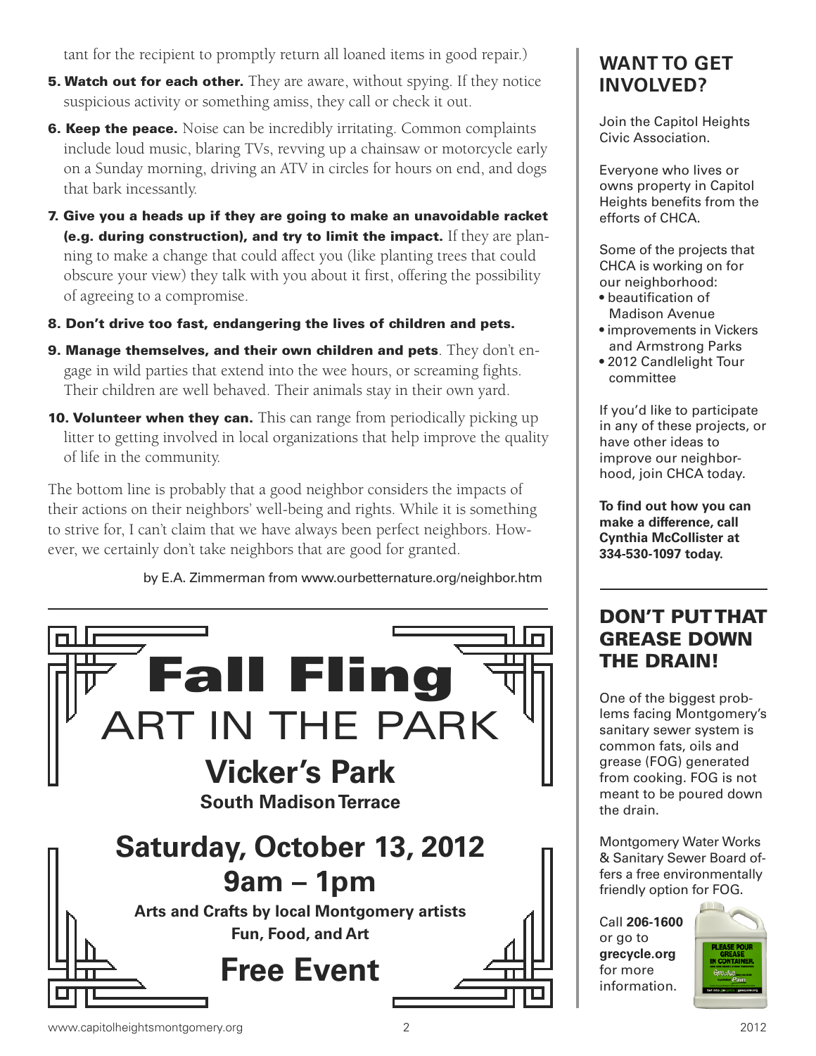tant for the recipient to promptly return all loaned items in good repair.)

5. **Watch out for each other.** They are aware, without spying. If they notice suspicious activity or something amiss, they call or check it out.

6. **Keep the peace.** Noise can be incredibly irritating. Common complaints include loud music, blaring TVs, revving up a chainsaw or motorcycle early on a Sunday morning, driving an ATV in circles for hours on end, and dogs that bark incessantly.

7. **Give you a heads up if they are going to make an unavoidable racket (e.g. during construction), and try to limit the impact.** If they are planning to make a change that could affect you (like planting trees that could obscure your view) they talk with you about it first, offering the possibility of agreeing to a compromise.

8. **Don't drive too fast, endangering the lives of children and pets.**

9. **Manage themselves, and their own children and pets**. They don't engage in wild parties that extend into the wee hours, or screaming fights. Their children are well behaved. Their animals stay in their own yard.

10. **Volunteer when they can.** This can range from periodically picking up litter to getting involved in local organizations that help improve the quality of life in the community.

The bottom line is probably that a good neighbor considers the impacts of their actions on their neighbors' well-being and rights. While it is something to strive for, I can't claim that we have always been perfect neighbors. However, we certainly don't take neighbors that are good for granted.

by E.A. Zimmerman from www.ourbetternature.org/neighbor.htm

---

# Fall Fling
## ART IN THE PARK

**Vicker's Park**

**South Madison Terrace**

**Saturday, October 13, 2012**

**9am – 1pm**

**Arts and Crafts by local Montgomery artists**

**Fun, Food, and Art**

**Free Event**

---

## WANT TO GET INVOLVED?

Join the Capitol Heights Civic Association.

Everyone who lives or owns property in Capitol Heights benefits from the efforts of CHCA.

Some of the projects that CHCA is working on for our neighborhood:

- beautification of Madison Avenue
- improvements in Vickers and Armstrong Parks
- 2012 Candlelight Tour committee

If you'd like to participate in any of these projects, or have other ideas to improve our neighborhood, join CHCA today.

**To find out how you can make a difference, call Cynthia McCollister at 334-530-1097 today.**

---

## DON'T PUT THAT GREASE DOWN THE DRAIN!

One of the biggest problems facing Montgomery's sanitary sewer system is common fats, oils and grease (FOG) generated from cooking. FOG is not meant to be poured down the drain.

Montgomery Water Works & Sanitary Sewer Board offers a free environmentally friendly option for FOG.

Call **206-1600** or go to **grecycle.org** for more information.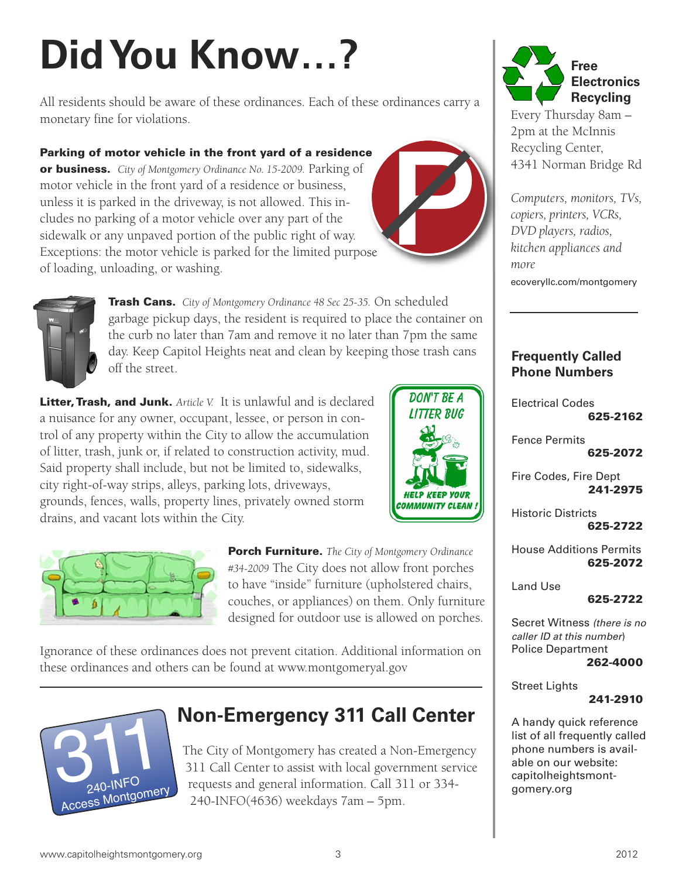# Did You Know…?

All residents should be aware of these ordinances. Each of these ordinances carry a monetary fine for violations.

**Parking of motor vehicle in the front yard of a residence or business.** *City of Montgomery Ordinance No. 15-2009.* Parking of motor vehicle in the front yard of a residence or business, unless it is parked in the driveway, is not allowed. This includes no parking of a motor vehicle over any part of the sidewalk or any unpaved portion of the public right of way. Exceptions: the motor vehicle is parked for the limited purpose of loading, unloading, or washing.

**Trash Cans.** *City of Montgomery Ordinance 48 Sec 25-35.* On scheduled garbage pickup days, the resident is required to place the container on the curb no later than 7am and remove it no later than 7pm the same day. Keep Capitol Heights neat and clean by keeping those trash cans off the street.

**Litter, Trash, and Junk.** *Article V.* It is unlawful and is declared a nuisance for any owner, occupant, lessee, or person in control of any property within the City to allow the accumulation of litter, trash, junk or, if related to construction activity, mud. Said property shall include, but not be limited to, sidewalks, city right-of-way strips, alleys, parking lots, driveways, grounds, fences, walls, property lines, privately owned storm drains, and vacant lots within the City.

DON'T BE A LITTER BUG

HELP KEEP YOUR COMMUNITY CLEAN!

**Porch Furniture.** *The City of Montgomery Ordinance #34-2009* The City does not allow front porches to have "inside" furniture (upholstered chairs, couches, or appliances) on them. Only furniture designed for outdoor use is allowed on porches.

Ignorance of these ordinances does not prevent citation. Additional information on these ordinances and others can be found at www.montgomeryal.gov

## Non-Emergency 311 Call Center

311 240-INFO Access Montgomery

The City of Montgomery has created a Non-Emergency 311 Call Center to assist with local government service requests and general information. Call 311 or 334-240-INFO(4636) weekdays 7am – 5pm.

### Free Electronics Recycling

Every Thursday 8am – 2pm at the McInnis Recycling Center, 4341 Norman Bridge Rd

*Computers, monitors, TVs, copiers, printers, VCRs, DVD players, radios, kitchen appliances and more*

ecoveryllc.com/montgomery

### Frequently Called Phone Numbers

Electrical Codes
**625-2162**

Fence Permits
**625-2072**

Fire Codes, Fire Dept
**241-2975**

Historic Districts
**625-2722**

House Additions Permits
**625-2072**

Land Use
**625-2722**

Secret Witness *(there is no caller ID at this number)*
Police Department
**262-4000**

Street Lights
**241-2910**

A handy quick reference list of all frequently called phone numbers is available on our website: capitolheightsmontgomery.org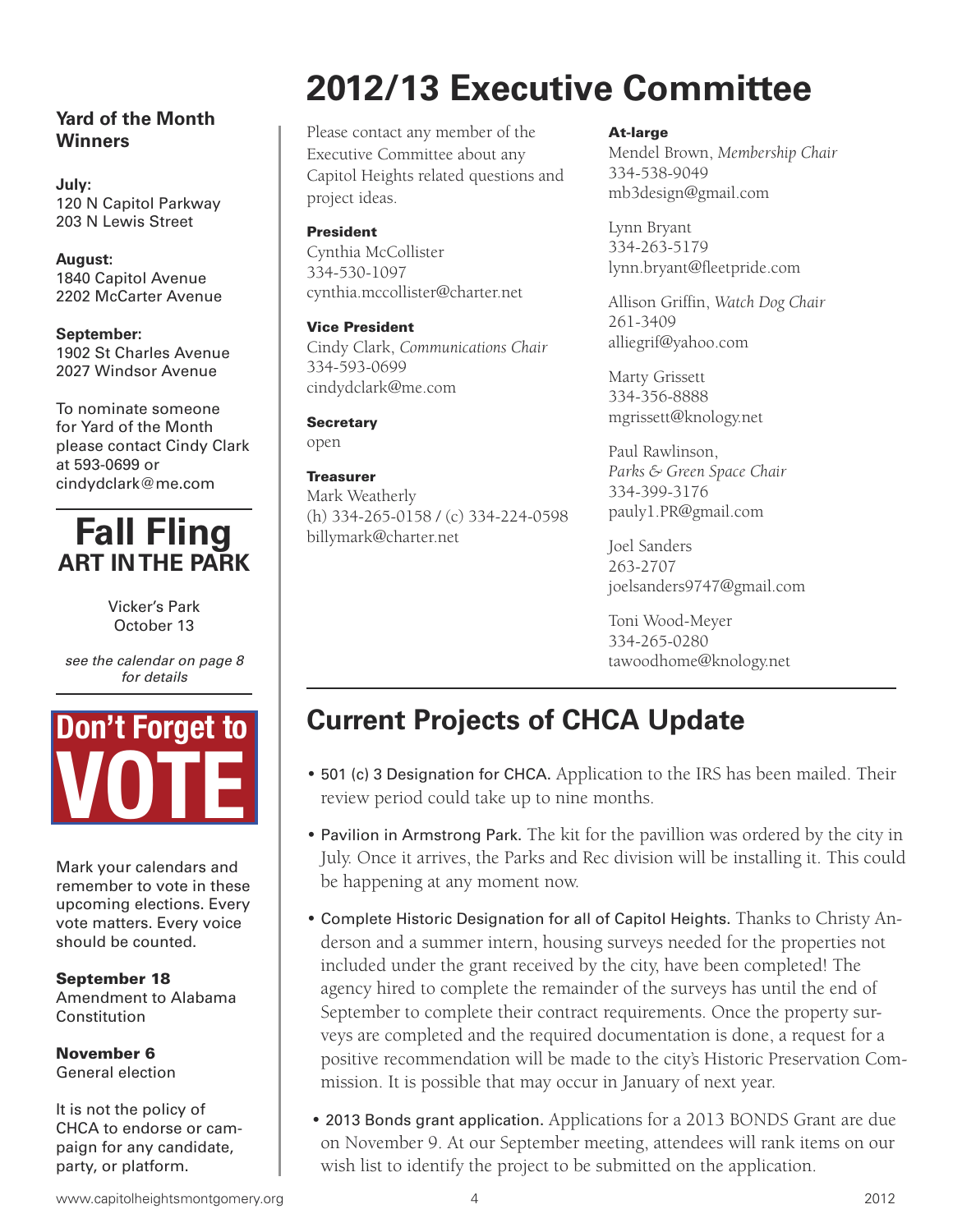## Yard of the Month Winners

**July:**
120 N Capitol Parkway
203 N Lewis Street

**August:**
1840 Capitol Avenue
2202 McCarter Avenue

**September:**
1902 St Charles Avenue
2027 Windsor Avenue

To nominate someone for Yard of the Month please contact Cindy Clark at 593-0699 or cindydclark@me.com

## Fall Fling
### ART IN THE PARK

Vicker's Park
October 13

*see the calendar on page 8 for details*

## Don't Forget to VOTE

Mark your calendars and remember to vote in these upcoming elections. Every vote matters. Every voice should be counted.

**September 18**
Amendment to Alabama Constitution

**November 6**
General election

It is not the policy of CHCA to endorse or campaign for any candidate, party, or platform.

# 2012/13 Executive Committee

Please contact any member of the Executive Committee about any Capitol Heights related questions and project ideas.

**President**
Cynthia McCollister
334-530-1097
cynthia.mccollister@charter.net

**Vice President**
Cindy Clark, *Communications Chair*
334-593-0699
cindydclark@me.com

**Secretary**
open

**Treasurer**
Mark Weatherly
(h) 334-265-0158 / (c) 334-224-0598
billymark@charter.net

**At-large**
Mendel Brown, *Membership Chair*
334-538-9049
mb3design@gmail.com

Lynn Bryant
334-263-5179
lynn.bryant@fleetpride.com

Allison Griffin, *Watch Dog Chair*
261-3409
alliegrif@yahoo.com

Marty Grissett
334-356-8888
mgrissett@knology.net

Paul Rawlinson, *Parks & Green Space Chair*
334-399-3176
pauly1.PR@gmail.com

Joel Sanders
263-2707
joelsanders9747@gmail.com

Toni Wood-Meyer
334-265-0280
tawoodhome@knology.net

## Current Projects of CHCA Update

- 501 (c) 3 Designation for CHCA. Application to the IRS has been mailed. Their review period could take up to nine months.
- Pavilion in Armstrong Park. The kit for the pavillion was ordered by the city in July. Once it arrives, the Parks and Rec division will be installing it. This could be happening at any moment now.
- Complete Historic Designation for all of Capitol Heights. Thanks to Christy Anderson and a summer intern, housing surveys needed for the properties not included under the grant received by the city, have been completed! The agency hired to complete the remainder of the surveys has until the end of September to complete their contract requirements. Once the property surveys are completed and the required documentation is done, a request for a positive recommendation will be made to the city's Historic Preservation Commission. It is possible that may occur in January of next year.
- 2013 Bonds grant application. Applications for a 2013 BONDS Grant are due on November 9. At our September meeting, attendees will rank items on our wish list to identify the project to be submitted on the application.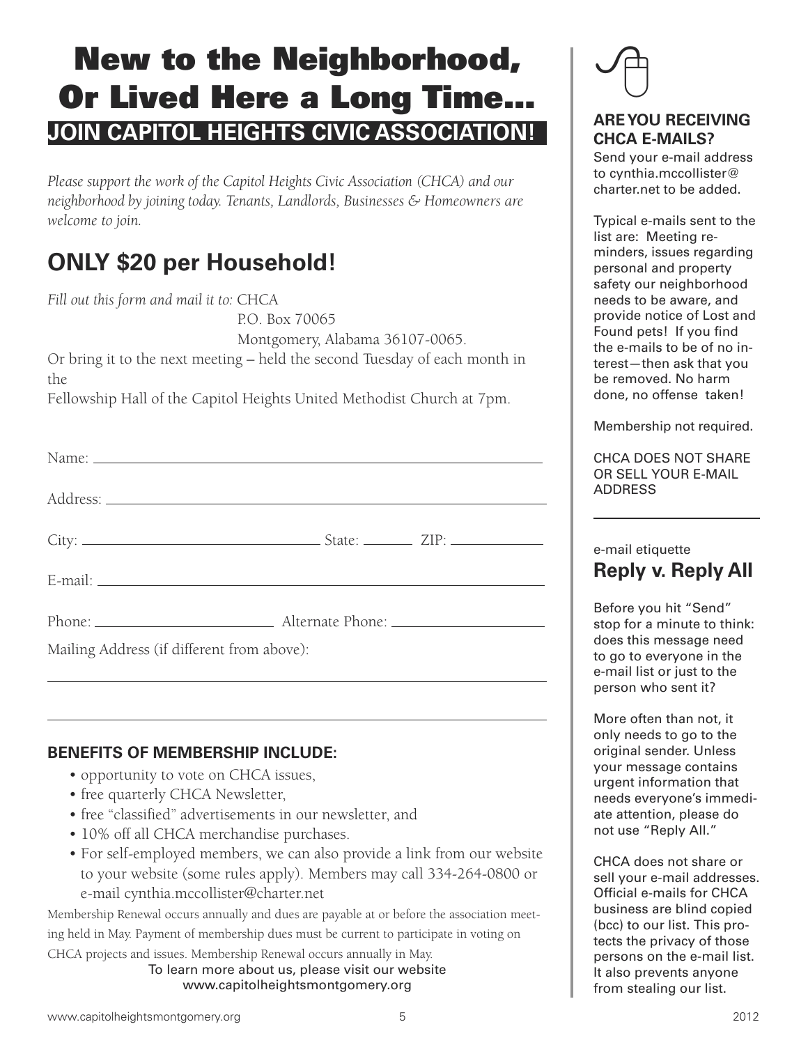# New to the Neighborhood, Or Lived Here a Long Time...

## JOIN CAPITOL HEIGHTS CIVIC ASSOCIATION!

*Please support the work of the Capitol Heights Civic Association (CHCA) and our neighborhood by joining today. Tenants, Landlords, Businesses & Homeowners are welcome to join.*

## ONLY $20 per Household!

*Fill out this form and mail it to:* CHCA
P.O. Box 70065
Montgomery, Alabama 36107-0065.

Or bring it to the next meeting – held the second Tuesday of each month in the
Fellowship Hall of the Capitol Heights United Methodist Church at 7pm.

Name: ______________________________________________

Address: ____________________________________________

City: ______________________ State: _______ ZIP: ____________

E-mail: _____________________________________________

Phone: ____________________ Alternate Phone: ________________

Mailing Address (if different from above):

_____________________________________________________

_____________________________________________________

### BENEFITS OF MEMBERSHIP INCLUDE:

- opportunity to vote on CHCA issues,
- free quarterly CHCA Newsletter,
- free "classified" advertisements in our newsletter, and
- 10% off all CHCA merchandise purchases.
- For self-employed members, we can also provide a link from our website to your website (some rules apply). Members may call 334-264-0800 or e-mail cynthia.mccollister@charter.net

Membership Renewal occurs annually and dues are payable at or before the association meeting held in May. Payment of membership dues must be current to participate in voting on CHCA projects and issues. Membership Renewal occurs annually in May.

To learn more about us, please visit our website
www.capitolheightsmontgomery.org

### ARE YOU RECEIVING CHCA E-MAILS?

Send your e-mail address to cynthia.mccollister@charter.net to be added.

Typical e-mails sent to the list are: Meeting reminders, issues regarding personal and property safety our neighborhood needs to be aware, and provide notice of Lost and Found pets! If you find the e-mails to be of no interest—then ask that you be removed. No harm done, no offense taken!

Membership not required.

CHCA DOES NOT SHARE OR SELL YOUR E-MAIL ADDRESS

e-mail etiquette

### Reply v. Reply All

Before you hit "Send" stop for a minute to think: does this message need to go to everyone in the e-mail list or just to the person who sent it?

More often than not, it only needs to go to the original sender. Unless your message contains urgent information that needs everyone's immediate attention, please do not use "Reply All."

CHCA does not share or sell your e-mail addresses. Official e-mails for CHCA business are blind copied (bcc) to our list. This protects the privacy of those persons on the e-mail list. It also prevents anyone from stealing our list.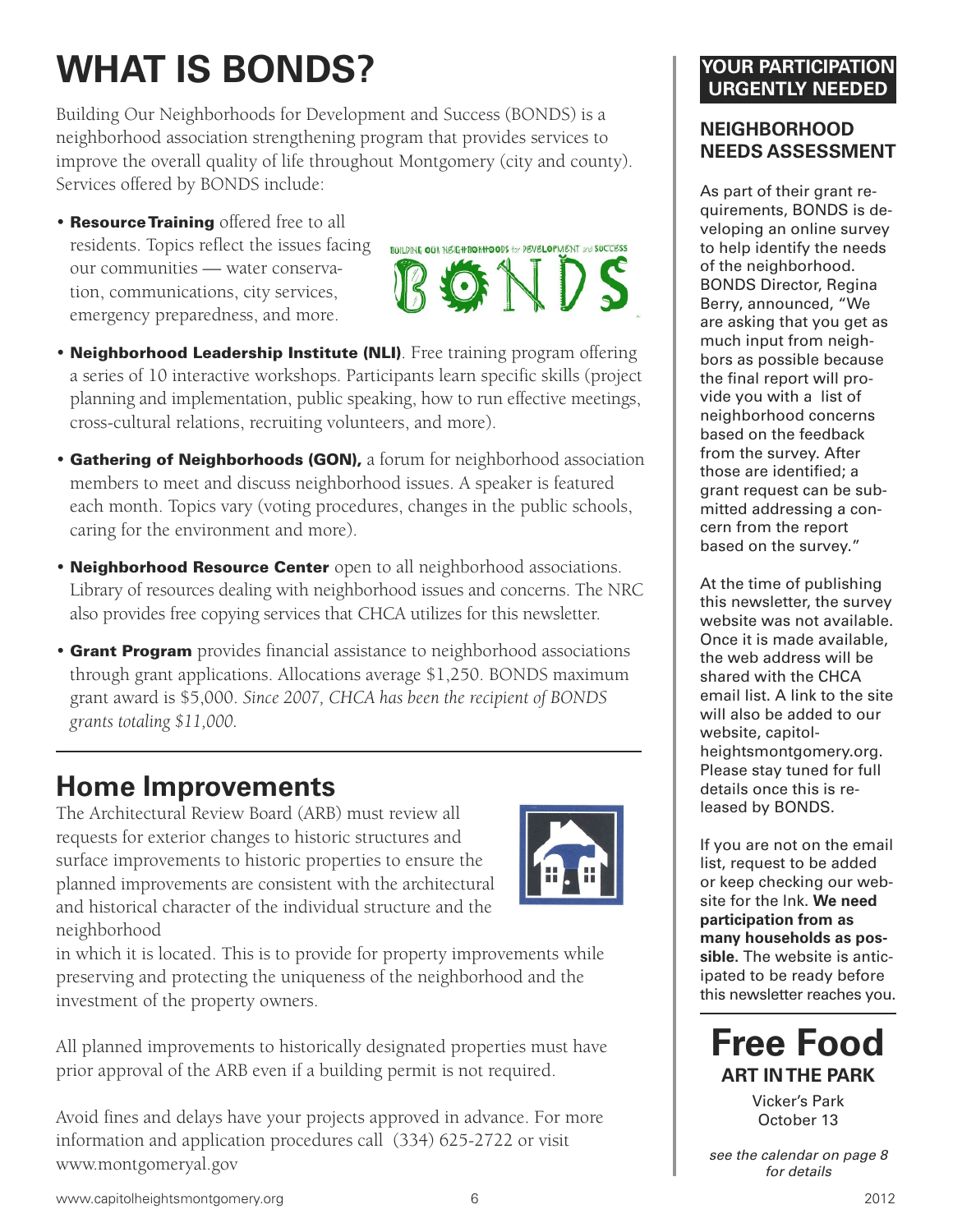# WHAT IS BONDS?

Building Our Neighborhoods for Development and Success (BONDS) is a neighborhood association strengthening program that provides services to improve the overall quality of life throughout Montgomery (city and county). Services offered by BONDS include:

- **Resource Training** offered free to all residents. Topics reflect the issues facing our communities — water conservation, communications, city services, emergency preparedness, and more.
- **Neighborhood Leadership Institute (NLI)**. Free training program offering a series of 10 interactive workshops. Participants learn specific skills (project planning and implementation, public speaking, how to run effective meetings, cross-cultural relations, recruiting volunteers, and more).
- **Gathering of Neighborhoods (GON),** a forum for neighborhood association members to meet and discuss neighborhood issues. A speaker is featured each month. Topics vary (voting procedures, changes in the public schools, caring for the environment and more).
- **Neighborhood Resource Center** open to all neighborhood associations. Library of resources dealing with neighborhood issues and concerns. The NRC also provides free copying services that CHCA utilizes for this newsletter.
- **Grant Program** provides financial assistance to neighborhood associations through grant applications. Allocations average $1,250. BONDS maximum grant award is $5,000. *Since 2007, CHCA has been the recipient of BONDS grants totaling $11,000.*

## Home Improvements

The Architectural Review Board (ARB) must review all requests for exterior changes to historic structures and surface improvements to historic properties to ensure the planned improvements are consistent with the architectural and historical character of the individual structure and the neighborhood in which it is located. This is to provide for property improvements while preserving and protecting the uniqueness of the neighborhood and the investment of the property owners.

All planned improvements to historically designated properties must have prior approval of the ARB even if a building permit is not required.

Avoid fines and delays have your projects approved in advance. For more information and application procedures call (334) 625-2722 or visit www.montgomeryal.gov

## YOUR PARTICIPATION URGENTLY NEEDED

### NEIGHBORHOOD NEEDS ASSESSMENT

As part of their grant requirements, BONDS is developing an online survey to help identify the needs of the neighborhood. BONDS Director, Regina Berry, announced, "We are asking that you get as much input from neighbors as possible because the final report will provide you with a list of neighborhood concerns based on the feedback from the survey. After those are identified; a grant request can be submitted addressing a concern from the report based on the survey."

At the time of publishing this newsletter, the survey website was not available. Once it is made available, the web address will be shared with the CHCA email list. A link to the site will also be added to our website, capitolheightsmontgomery.org. Please stay tuned for full details once this is released by BONDS.

If you are not on the email list, request to be added or keep checking our website for the Ink. **We need participation from as many households as possible.** The website is anticipated to be ready before this newsletter reaches you.

## Free Food

**ART IN THE PARK**

Vicker's Park
October 13

*see the calendar on page 8 for details*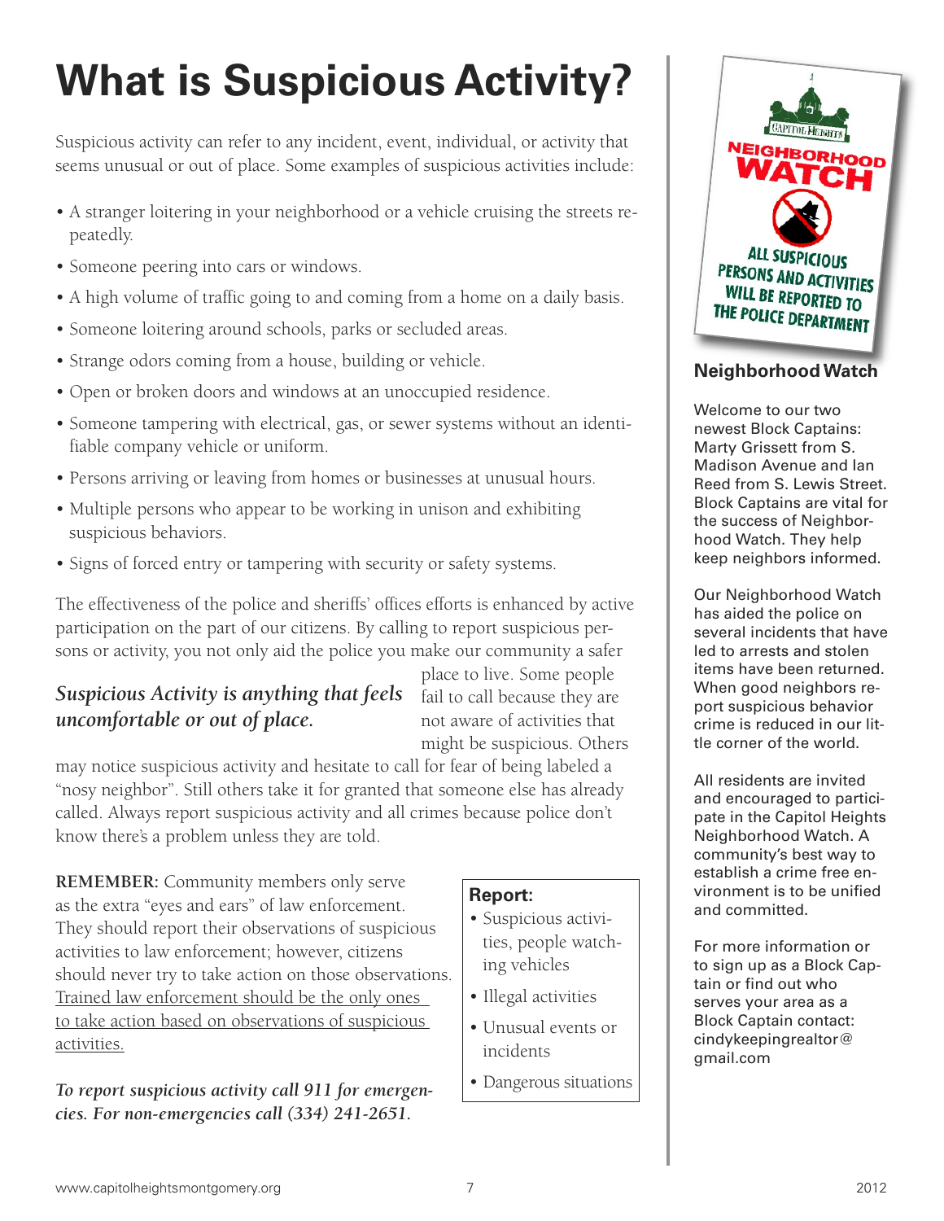# What is Suspicious Activity?

Suspicious activity can refer to any incident, event, individual, or activity that seems unusual or out of place. Some examples of suspicious activities include:

- A stranger loitering in your neighborhood or a vehicle cruising the streets repeatedly.
- Someone peering into cars or windows.
- A high volume of traffic going to and coming from a home on a daily basis.
- Someone loitering around schools, parks or secluded areas.
- Strange odors coming from a house, building or vehicle.
- Open or broken doors and windows at an unoccupied residence.
- Someone tampering with electrical, gas, or sewer systems without an identifiable company vehicle or uniform.
- Persons arriving or leaving from homes or businesses at unusual hours.
- Multiple persons who appear to be working in unison and exhibiting suspicious behaviors.
- Signs of forced entry or tampering with security or safety systems.

The effectiveness of the police and sheriffs' offices efforts is enhanced by active participation on the part of our citizens. By calling to report suspicious persons or activity, you not only aid the police you make our community a safer place to live. Some people fail to call because they are not aware of activities that might be suspicious. Others may notice suspicious activity and hesitate to call for fear of being labeled a "nosy neighbor". Still others take it for granted that someone else has already called. Always report suspicious activity and all crimes because police don't know there's a problem unless they are told.

***Suspicious Activity is anything that feels uncomfortable or out of place.***

**REMEMBER:** Community members only serve as the extra "eyes and ears" of law enforcement. They should report their observations of suspicious activities to law enforcement; however, citizens should never try to take action on those observations. <u>Trained law enforcement should be the only ones to take action based on observations of suspicious activities.</u>

***To report suspicious activity call 911 for emergencies. For non-emergencies call (334) 241-2651.***

**Report:**

- Suspicious activities, people watching vehicles
- Illegal activities
- Unusual events or incidents
- Dangerous situations

CAPITOL HEIGHTS NEIGHBORHOOD WATCH ALL SUSPICIOUS PERSONS AND ACTIVITIES WILL BE REPORTED TO THE POLICE DEPARTMENT

## Neighborhood Watch

Welcome to our two newest Block Captains: Marty Grissett from S. Madison Avenue and Ian Reed from S. Lewis Street. Block Captains are vital for the success of Neighborhood Watch. They help keep neighbors informed.

Our Neighborhood Watch has aided the police on several incidents that have led to arrests and stolen items have been returned. When good neighbors report suspicious behavior crime is reduced in our little corner of the world.

All residents are invited and encouraged to participate in the Capitol Heights Neighborhood Watch. A community's best way to establish a crime free environment is to be unified and committed.

For more information or to sign up as a Block Captain or find out who serves your area as a Block Captain contact: cindykeepingrealtor@gmail.com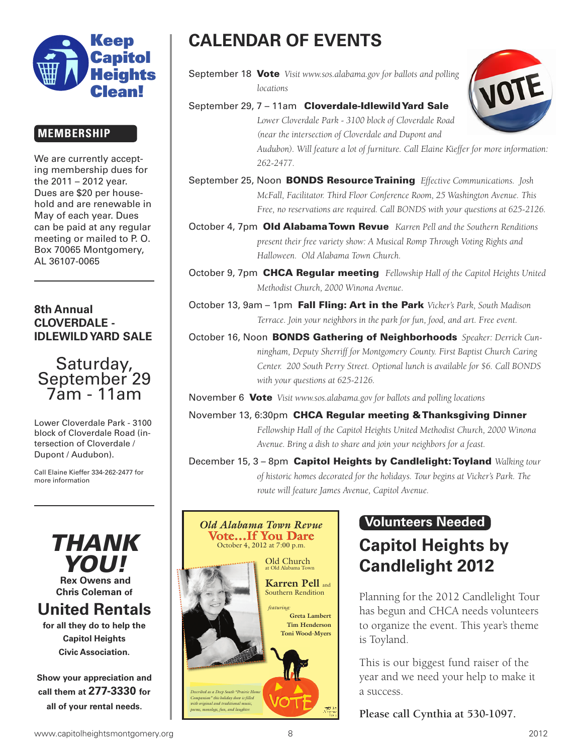# Keep Capitol Heights Clean!

## MEMBERSHIP

We are currently accepting membership dues for the 2011 – 2012 year. Dues are $20 per household and are renewable in May of each year. Dues can be paid at any regular meeting or mailed to P. O. Box 70065 Montgomery, AL 36107-0065

### 8th Annual CLOVERDALE - IDLEWILD YARD SALE

Saturday, September 29
7am - 11am

Lower Cloverdale Park - 3100 block of Cloverdale Road (intersection of Cloverdale / Dupont / Audubon).

Call Elaine Kieffer 334-262-2477 for more information

## THANK YOU!

**Rex Owens and Chris Coleman of**

## United Rentals

**for all they do to help the Capitol Heights Civic Association.**

**Show your appreciation and call them at 277-3330 for all of your rental needs.**

# CALENDAR OF EVENTS

September 18 **Vote** *Visit www.sos.alabama.gov for ballots and polling locations*

September 29, 7 – 11am **Cloverdale-Idlewild Yard Sale** *Lower Cloverdale Park - 3100 block of Cloverdale Road (near the intersection of Cloverdale and Dupont and Audubon). Will feature a lot of furniture. Call Elaine Kieffer for more information: 262-2477.*

September 25, Noon **BONDS Resource Training** *Effective Communications. Josh McFall, Facilitator. Third Floor Conference Room, 25 Washington Avenue. This Free, no reservations are required. Call BONDS with your questions at 625-2126.*

October 4, 7pm **Old Alabama Town Revue** *Karren Pell and the Southern Renditions present their free variety show: A Musical Romp Through Voting Rights and Halloween. Old Alabama Town Church.*

October 9, 7pm **CHCA Regular meeting** *Fellowship Hall of the Capitol Heights United Methodist Church, 2000 Winona Avenue.*

October 13, 9am – 1pm **Fall Fling: Art in the Park** *Vicker's Park, South Madison Terrace. Join your neighbors in the park for fun, food, and art. Free event.*

October 16, Noon **BONDS Gathering of Neighborhoods** *Speaker: Derrick Cunningham, Deputy Sherriff for Montgomery County. First Baptist Church Caring Center. 200 South Perry Street. Optional lunch is available for $6. Call BONDS with your questions at 625-2126.*

November 6 **Vote** *Visit www.sos.alabama.gov for ballots and polling locations*

November 13, 6:30pm **CHCA Regular meeting & Thanksgiving Dinner** *Fellowship Hall of the Capitol Heights United Methodist Church, 2000 Winona Avenue. Bring a dish to share and join your neighbors for a feast.*

December 15, 3 – 8pm **Capitol Heights by Candlelight: Toyland** *Walking tour of historic homes decorated for the holidays. Tour begins at Vicker's Park. The route will feature James Avenue, Capitol Avenue.*

*Old Alabama Town Revue*
**Vote...If You Dare**
October 4, 2012 at 7:00 p.m.

Old Church
at Old Alabama Town

**Karren Pell** and
Southern Rendition

*featuring:*
**Greta Lambert**
**Tim Henderson**
**Toni Wood-Myers**

*Described as a Deep South "Prairie Home Companion" this holiday show is filled with original and traditional music, poems, monologs, fun, and laughter.*

VOTE

**Volunteers Needed**

## Capitol Heights by Candlelight 2012

Planning for the 2012 Candlelight Tour has begun and CHCA needs volunteers to organize the event. This year's theme is Toyland.

This is our biggest fund raiser of the year and we need your help to make it a success.

**Please call Cynthia at 530-1097.**

www.capitolheightsmontgomery.org

2012